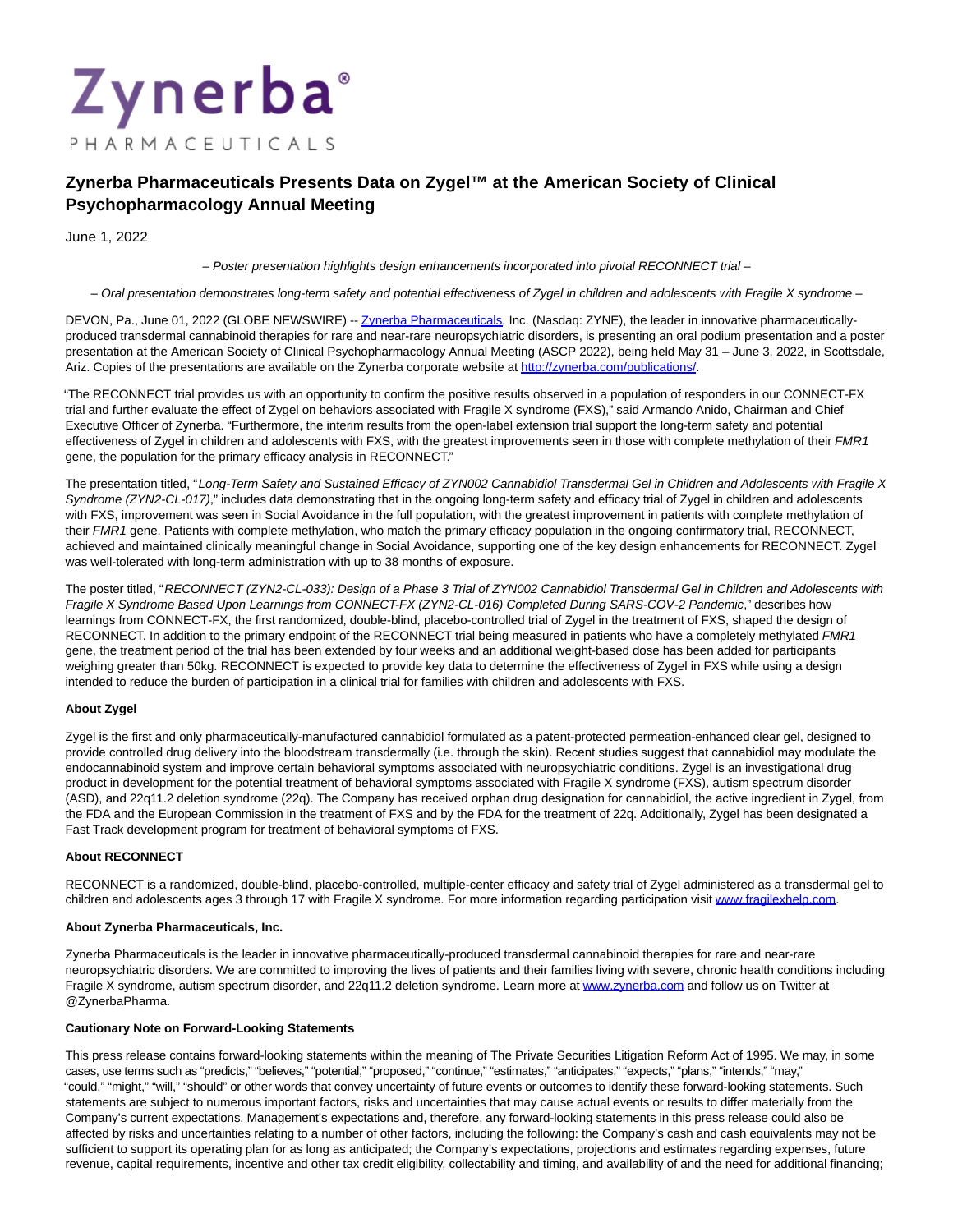# Zynerba Pharmaceuticals

## Zynerba Pharmaceuticals Presents Data on Zygel™ at the American Society of Clinical Psychopharmacology Annual Meeting

June 1, 2022

*– Poster presentation highlights design enhancements incorporated into pivotal RECONNECT trial –*

*– Oral presentation demonstrates long-term safety and potential effectiveness of Zygel in children and adolescents with Fragile X syndrome –*

DEVON, Pa., June 01, 2022 (GLOBE NEWSWIRE) -- Zynerba Pharmaceuticals, Inc. (Nasdaq: ZYNE), the leader in innovative pharmaceutically-produced transdermal cannabinoid therapies for rare and near-rare neuropsychiatric disorders, is presenting an oral podium presentation and a poster presentation at the American Society of Clinical Psychopharmacology Annual Meeting (ASCP 2022), being held May 31 – June 3, 2022, in Scottsdale, Ariz. Copies of the presentations are available on the Zynerba corporate website at http://zynerba.com/publications/.

"The RECONNECT trial provides us with an opportunity to confirm the positive results observed in a population of responders in our CONNECT-FX trial and further evaluate the effect of Zygel on behaviors associated with Fragile X syndrome (FXS)," said Armando Anido, Chairman and Chief Executive Officer of Zynerba. "Furthermore, the interim results from the open-label extension trial support the long-term safety and potential effectiveness of Zygel in children and adolescents with FXS, with the greatest improvements seen in those with complete methylation of their *FMR1* gene, the population for the primary efficacy analysis in RECONNECT."

The presentation titled, "*Long-Term Safety and Sustained Efficacy of ZYN002 Cannabidiol Transdermal Gel in Children and Adolescents with Fragile X Syndrome (ZYN2-CL-017)*," includes data demonstrating that in the ongoing long-term safety and efficacy trial of Zygel in children and adolescents with FXS, improvement was seen in Social Avoidance in the full population, with the greatest improvement in patients with complete methylation of their *FMR1* gene. Patients with complete methylation, who match the primary efficacy population in the ongoing confirmatory trial, RECONNECT, achieved and maintained clinically meaningful change in Social Avoidance, supporting one of the key design enhancements for RECONNECT. Zygel was well-tolerated with long-term administration with up to 38 months of exposure.

The poster titled, "*RECONNECT (ZYN2-CL-033): Design of a Phase 3 Trial of ZYN002 Cannabidiol Transdermal Gel in Children and Adolescents with Fragile X Syndrome Based Upon Learnings from CONNECT-FX (ZYN2-CL-016) Completed During SARS-COV-2 Pandemic*," describes how learnings from CONNECT-FX, the first randomized, double-blind, placebo-controlled trial of Zygel in the treatment of FXS, shaped the design of RECONNECT. In addition to the primary endpoint of the RECONNECT trial being measured in patients who have a completely methylated *FMR1* gene, the treatment period of the trial has been extended by four weeks and an additional weight-based dose has been added for participants weighing greater than 50kg. RECONNECT is expected to provide key data to determine the effectiveness of Zygel in FXS while using a design intended to reduce the burden of participation in a clinical trial for families with children and adolescents with FXS.

**About Zygel**

Zygel is the first and only pharmaceutically-manufactured cannabidiol formulated as a patent-protected permeation-enhanced clear gel, designed to provide controlled drug delivery into the bloodstream transdermally (i.e. through the skin). Recent studies suggest that cannabidiol may modulate the endocannabinoid system and improve certain behavioral symptoms associated with neuropsychiatric conditions. Zygel is an investigational drug product in development for the potential treatment of behavioral symptoms associated with Fragile X syndrome (FXS), autism spectrum disorder (ASD), and 22q11.2 deletion syndrome (22q). The Company has received orphan drug designation for cannabidiol, the active ingredient in Zygel, from the FDA and the European Commission in the treatment of FXS and by the FDA for the treatment of 22q. Additionally, Zygel has been designated a Fast Track development program for treatment of behavioral symptoms of FXS.

**About RECONNECT**

RECONNECT is a randomized, double-blind, placebo-controlled, multiple-center efficacy and safety trial of Zygel administered as a transdermal gel to children and adolescents ages 3 through 17 with Fragile X syndrome. For more information regarding participation visit www.fragilexhelp.com.

**About Zynerba Pharmaceuticals, Inc.**

Zynerba Pharmaceuticals is the leader in innovative pharmaceutically-produced transdermal cannabinoid therapies for rare and near-rare neuropsychiatric disorders. We are committed to improving the lives of patients and their families living with severe, chronic health conditions including Fragile X syndrome, autism spectrum disorder, and 22q11.2 deletion syndrome. Learn more at www.zynerba.com and follow us on Twitter at @ZynerbaPharma.

**Cautionary Note on Forward-Looking Statements**

This press release contains forward-looking statements within the meaning of The Private Securities Litigation Reform Act of 1995. We may, in some cases, use terms such as "predicts," "believes," "potential," "proposed," "continue," "estimates," "anticipates," "expects," "plans," "intends," "may," "could," "might," "will," "should" or other words that convey uncertainty of future events or outcomes to identify these forward-looking statements. Such statements are subject to numerous important factors, risks and uncertainties that may cause actual events or results to differ materially from the Company's current expectations. Management's expectations and, therefore, any forward-looking statements in this press release could also be affected by risks and uncertainties relating to a number of other factors, including the following: the Company's cash and cash equivalents may not be sufficient to support its operating plan for as long as anticipated; the Company's expectations, projections and estimates regarding expenses, future revenue, capital requirements, incentive and other tax credit eligibility, collectability and timing, and availability of and the need for additional financing;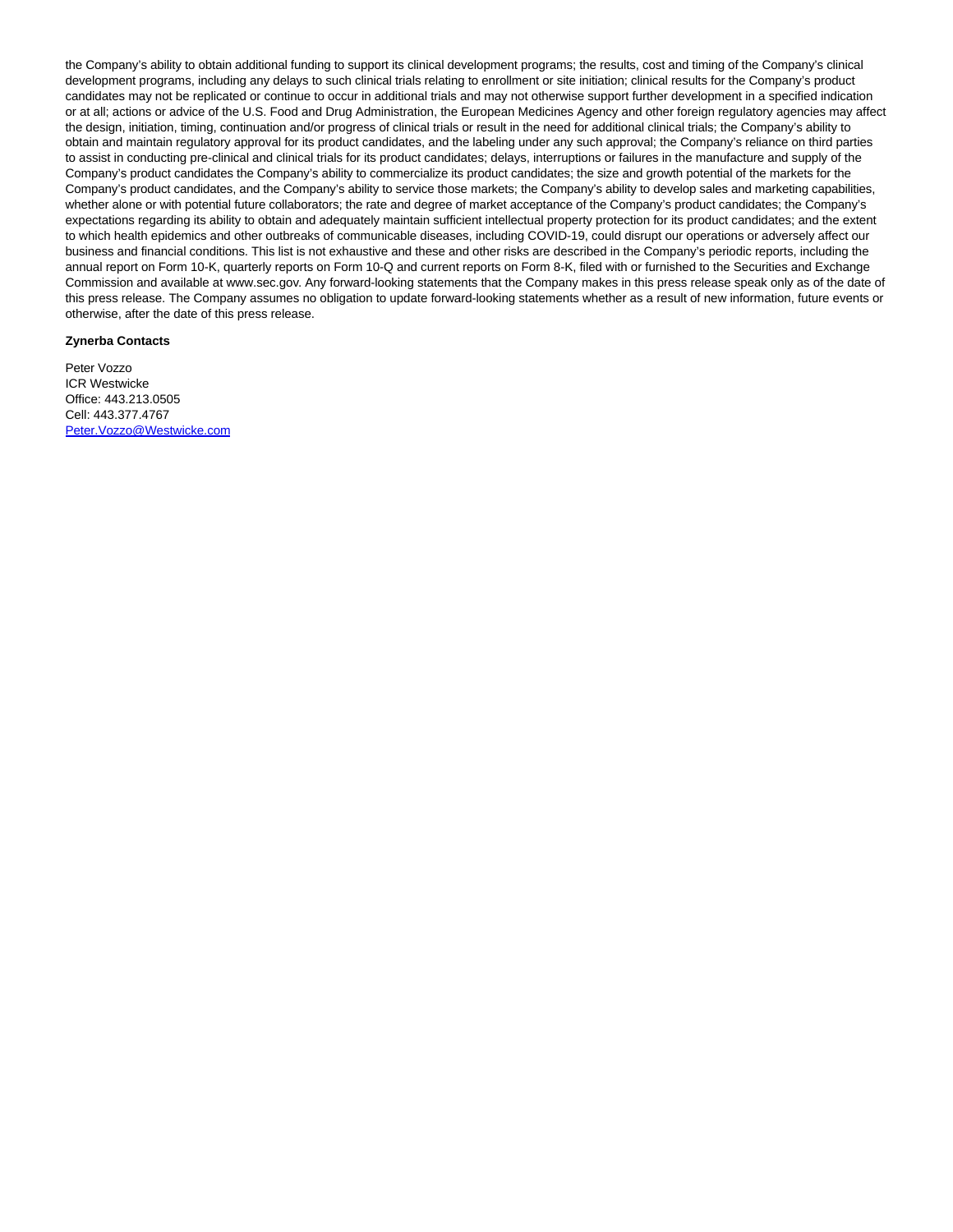the Company's ability to obtain additional funding to support its clinical development programs; the results, cost and timing of the Company's clinical development programs, including any delays to such clinical trials relating to enrollment or site initiation; clinical results for the Company's product candidates may not be replicated or continue to occur in additional trials and may not otherwise support further development in a specified indication or at all; actions or advice of the U.S. Food and Drug Administration, the European Medicines Agency and other foreign regulatory agencies may affect the design, initiation, timing, continuation and/or progress of clinical trials or result in the need for additional clinical trials; the Company's ability to obtain and maintain regulatory approval for its product candidates, and the labeling under any such approval; the Company's reliance on third parties to assist in conducting pre-clinical and clinical trials for its product candidates; delays, interruptions or failures in the manufacture and supply of the Company's product candidates the Company's ability to commercialize its product candidates; the size and growth potential of the markets for the Company's product candidates, and the Company's ability to service those markets; the Company's ability to develop sales and marketing capabilities, whether alone or with potential future collaborators; the rate and degree of market acceptance of the Company's product candidates; the Company's expectations regarding its ability to obtain and adequately maintain sufficient intellectual property protection for its product candidates; and the extent to which health epidemics and other outbreaks of communicable diseases, including COVID-19, could disrupt our operations or adversely affect our business and financial conditions. This list is not exhaustive and these and other risks are described in the Company's periodic reports, including the annual report on Form 10-K, quarterly reports on Form 10-Q and current reports on Form 8-K, filed with or furnished to the Securities and Exchange Commission and available at www.sec.gov. Any forward-looking statements that the Company makes in this press release speak only as of the date of this press release. The Company assumes no obligation to update forward-looking statements whether as a result of new information, future events or otherwise, after the date of this press release.

**Zynerba Contacts**

Peter Vozzo
ICR Westwicke
Office: 443.213.0505
Cell: 443.377.4767
Peter.Vozzo@Westwicke.com